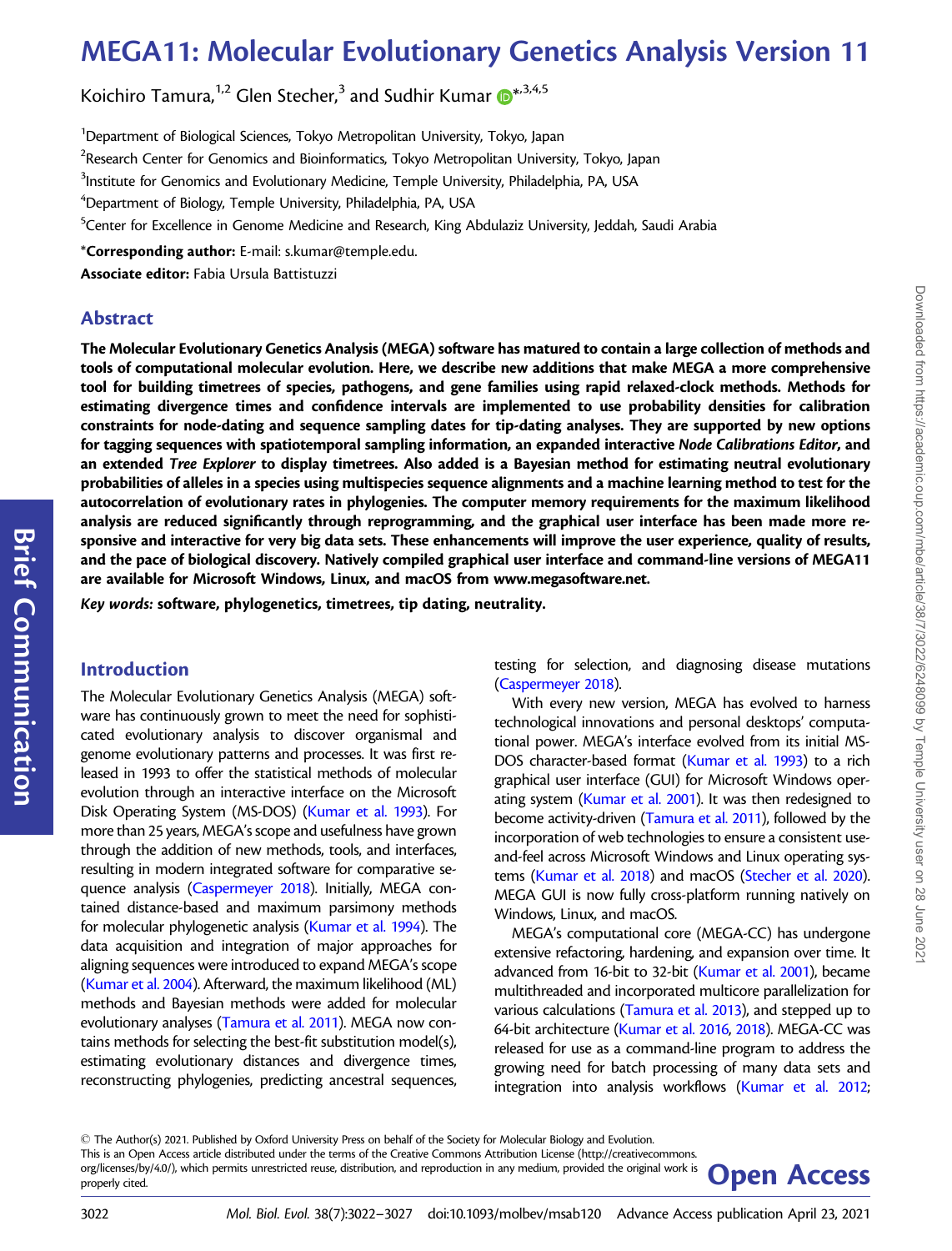# MEGA11: Molecular Evolutionary Genetics Analysis Version 11

Koichiro Tamura,[1,2] Glen Stecher,[3] and Sudhir Kumar[*,3,4,5]

[1]Department of Biological Sciences, Tokyo Metropolitan University, Tokyo, Japan

[2]Research Center for Genomics and Bioinformatics, Tokyo Metropolitan University, Tokyo, Japan

[3]Institute for Genomics and Evolutionary Medicine, Temple University, Philadelphia, PA, USA

[4]Department of Biology, Temple University, Philadelphia, PA, USA

[5]Center for Excellence in Genome Medicine and Research, King Abdulaziz University, Jeddah, Saudi Arabia

*__Corresponding author:__ E-mail: s.kumar@temple.edu.

**Associate editor:** Fabia Ursula Battistuzzi

## Abstract

**The Molecular Evolutionary Genetics Analysis (MEGA) software has matured to contain a large collection of methods and tools of computational molecular evolution. Here, we describe new additions that make MEGA a more comprehensive tool for building timetrees of species, pathogens, and gene families using rapid relaxed-clock methods. Methods for estimating divergence times and confidence intervals are implemented to use probability densities for calibration constraints for node-dating and sequence sampling dates for tip-dating analyses. They are supported by new options for tagging sequences with spatiotemporal sampling information, an expanded interactive *Node Calibrations Editor*, and an extended *Tree Explorer* to display timetrees. Also added is a Bayesian method for estimating neutral evolutionary probabilities of alleles in a species using multispecies sequence alignments and a machine learning method to test for the autocorrelation of evolutionary rates in phylogenies. The computer memory requirements for the maximum likelihood analysis are reduced significantly through reprogramming, and the graphical user interface has been made more responsive and interactive for very big data sets. These enhancements will improve the user experience, quality of results, and the pace of biological discovery. Natively compiled graphical user interface and command-line versions of MEGA11 are available for Microsoft Windows, Linux, and macOS from www.megasoftware.net.**

***Key words:*** **software, phylogenetics, timetrees, tip dating, neutrality.**

## Introduction

The Molecular Evolutionary Genetics Analysis (MEGA) software has continuously grown to meet the need for sophisticated evolutionary analysis to discover organismal and genome evolutionary patterns and processes. It was first released in 1993 to offer the statistical methods of molecular evolution through an interactive interface on the Microsoft Disk Operating System (MS-DOS) (Kumar et al. 1993). For more than 25 years, MEGA's scope and usefulness have grown through the addition of new methods, tools, and interfaces, resulting in modern integrated software for comparative sequence analysis (Caspermeyer 2018). Initially, MEGA contained distance-based and maximum parsimony methods for molecular phylogenetic analysis (Kumar et al. 1994). The data acquisition and integration of major approaches for aligning sequences were introduced to expand MEGA's scope (Kumar et al. 2004). Afterward, the maximum likelihood (ML) methods and Bayesian methods were added for molecular evolutionary analyses (Tamura et al. 2011). MEGA now contains methods for selecting the best-fit substitution model(s), estimating evolutionary distances and divergence times, reconstructing phylogenies, predicting ancestral sequences, testing for selection, and diagnosing disease mutations (Caspermeyer 2018).

With every new version, MEGA has evolved to harness technological innovations and personal desktops' computational power. MEGA's interface evolved from its initial MS-DOS character-based format (Kumar et al. 1993) to a rich graphical user interface (GUI) for Microsoft Windows operating system (Kumar et al. 2001). It was then redesigned to become activity-driven (Tamura et al. 2011), followed by the incorporation of web technologies to ensure a consistent use-and-feel across Microsoft Windows and Linux operating systems (Kumar et al. 2018) and macOS (Stecher et al. 2020). MEGA GUI is now fully cross-platform running natively on Windows, Linux, and macOS.

MEGA's computational core (MEGA-CC) has undergone extensive refactoring, hardening, and expansion over time. It advanced from 16-bit to 32-bit (Kumar et al. 2001), became multithreaded and incorporated multicore parallelization for various calculations (Tamura et al. 2013), and stepped up to 64-bit architecture (Kumar et al. 2016, 2018). MEGA-CC was released for use as a command-line program to address the growing need for batch processing of many data sets and integration into analysis workflows (Kumar et al. 2012;

© The Author(s) 2021. Published by Oxford University Press on behalf of the Society for Molecular Biology and Evolution. This is an Open Access article distributed under the terms of the Creative Commons Attribution License (http://creativecommons.org/licenses/by/4.0/), which permits unrestricted reuse, distribution, and reproduction in any medium, provided the original work is properly cited.

**Open Access**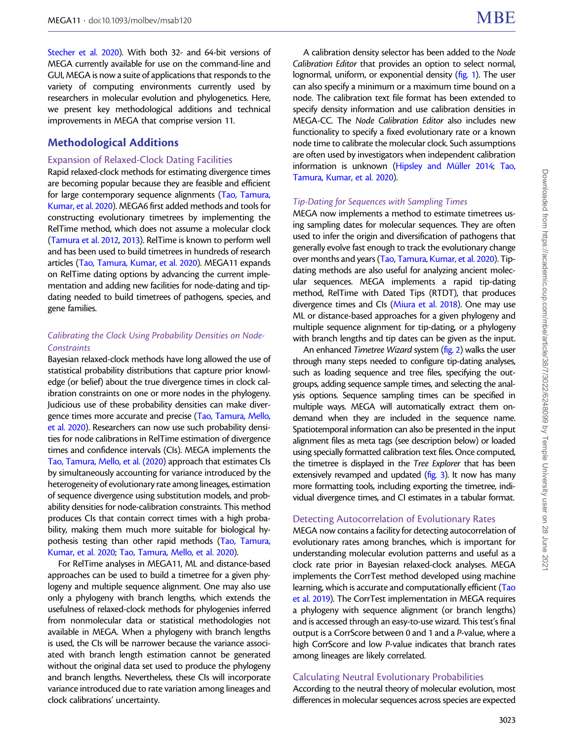Stecher et al. 2020). With both 32- and 64-bit versions of MEGA currently available for use on the command-line and GUI, MEGA is now a suite of applications that responds to the variety of computing environments currently used by researchers in molecular evolution and phylogenetics. Here, we present key methodological additions and technical improvements in MEGA that comprise version 11.

## Methodological Additions

### Expansion of Relaxed-Clock Dating Facilities

Rapid relaxed-clock methods for estimating divergence times are becoming popular because they are feasible and efficient for large contemporary sequence alignments (Tao, Tamura, Kumar, et al. 2020). MEGA6 first added methods and tools for constructing evolutionary timetrees by implementing the RelTime method, which does not assume a molecular clock (Tamura et al. 2012, 2013). RelTime is known to perform well and has been used to build timetrees in hundreds of research articles (Tao, Tamura, Kumar, et al. 2020). MEGA11 expands on RelTime dating options by advancing the current implementation and adding new facilities for node-dating and tip-dating needed to build timetrees of pathogens, species, and gene families.

#### *Calibrating the Clock Using Probability Densities on Node-Constraints*

Bayesian relaxed-clock methods have long allowed the use of statistical probability distributions that capture prior knowledge (or belief) about the true divergence times in clock calibration constraints on one or more nodes in the phylogeny. Judicious use of these probability densities can make divergence times more accurate and precise (Tao, Tamura, Mello, et al. 2020). Researchers can now use such probability densities for node calibrations in RelTime estimation of divergence times and confidence intervals (CIs). MEGA implements the Tao, Tamura, Mello, et al. (2020) approach that estimates CIs by simultaneously accounting for variance introduced by the heterogeneity of evolutionary rate among lineages, estimation of sequence divergence using substitution models, and probability densities for node-calibration constraints. This method produces CIs that contain correct times with a high probability, making them much more suitable for biological hypothesis testing than other rapid methods (Tao, Tamura, Kumar, et al. 2020; Tao, Tamura, Mello, et al. 2020).

For RelTime analyses in MEGA11, ML and distance-based approaches can be used to build a timetree for a given phylogeny and multiple sequence alignment. One may also use only a phylogeny with branch lengths, which extends the usefulness of relaxed-clock methods for phylogenies inferred from nonmolecular data or statistical methodologies not available in MEGA. When a phylogeny with branch lengths is used, the CIs will be narrower because the variance associated with branch length estimation cannot be generated without the original data set used to produce the phylogeny and branch lengths. Nevertheless, these CIs will incorporate variance introduced due to rate variation among lineages and clock calibrations' uncertainty.

A calibration density selector has been added to the *Node Calibration Editor* that provides an option to select normal, lognormal, uniform, or exponential density (fig. 1). The user can also specify a minimum or a maximum time bound on a node. The calibration text file format has been extended to specify density information and use calibration densities in MEGA-CC. The *Node Calibration Editor* also includes new functionality to specify a fixed evolutionary rate or a known node time to calibrate the molecular clock. Such assumptions are often used by investigators when independent calibration information is unknown (Hipsley and Müller 2014; Tao, Tamura, Kumar, et al. 2020).

#### *Tip-Dating for Sequences with Sampling Times*

MEGA now implements a method to estimate timetrees using sampling dates for molecular sequences. They are often used to infer the origin and diversification of pathogens that generally evolve fast enough to track the evolutionary change over months and years (Tao, Tamura, Kumar, et al. 2020). Tip-dating methods are also useful for analyzing ancient molecular sequences. MEGA implements a rapid tip-dating method, RelTime with Dated Tips (RTDT), that produces divergence times and CIs (Miura et al. 2018). One may use ML or distance-based approaches for a given phylogeny and multiple sequence alignment for tip-dating, or a phylogeny with branch lengths and tip dates can be given as the input.

An enhanced *Timetree Wizard* system (fig. 2) walks the user through many steps needed to configure tip-dating analyses, such as loading sequence and tree files, specifying the outgroups, adding sequence sample times, and selecting the analysis options. Sequence sampling times can be specified in multiple ways. MEGA will automatically extract them on-demand when they are included in the sequence name. Spatiotemporal information can also be presented in the input alignment files as meta tags (see description below) or loaded using specially formatted calibration text files. Once computed, the timetree is displayed in the *Tree Explorer* that has been extensively revamped and updated (fig. 3). It now has many more formatting tools, including exporting the timetree, individual divergence times, and CI estimates in a tabular format.

### Detecting Autocorrelation of Evolutionary Rates

MEGA now contains a facility for detecting autocorrelation of evolutionary rates among branches, which is important for understanding molecular evolution patterns and useful as a clock rate prior in Bayesian relaxed-clock analyses. MEGA implements the CorrTest method developed using machine learning, which is accurate and computationally efficient (Tao et al. 2019). The CorrTest implementation in MEGA requires a phylogeny with sequence alignment (or branch lengths) and is accessed through an easy-to-use wizard. This test's final output is a CorrScore between 0 and 1 and a *P*-value, where a high CorrScore and low *P*-value indicates that branch rates among lineages are likely correlated.

### Calculating Neutral Evolutionary Probabilities

According to the neutral theory of molecular evolution, most differences in molecular sequences across species are expected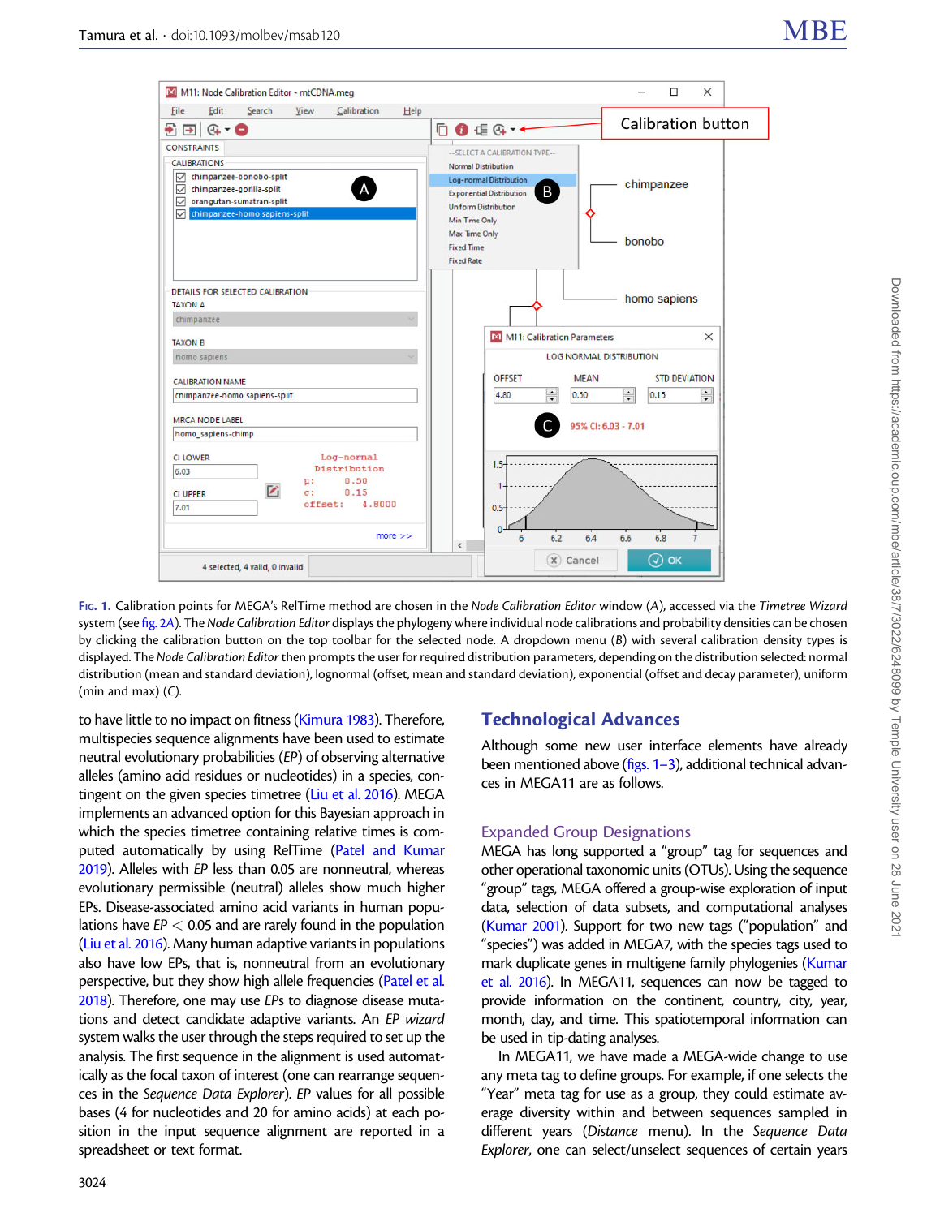**Fig. 1.** Calibration points for MEGA's RelTime method are chosen in the *Node Calibration Editor* window (*A*), accessed via the *Timetree Wizard* system (see fig. 2A). The *Node Calibration Editor* displays the phylogeny where individual node calibrations and probability densities can be chosen by clicking the calibration button on the top toolbar for the selected node. A dropdown menu (*B*) with several calibration density types is displayed. The *Node Calibration Editor* then prompts the user for required distribution parameters, depending on the distribution selected: normal distribution (mean and standard deviation), lognormal (offset, mean and standard deviation), exponential (offset and decay parameter), uniform (min and max) (*C*).

to have little to no impact on fitness (Kimura 1983). Therefore, multispecies sequence alignments have been used to estimate neutral evolutionary probabilities (*EP*) of observing alternative alleles (amino acid residues or nucleotides) in a species, contingent on the given species timetree (Liu et al. 2016). MEGA implements an advanced option for this Bayesian approach in which the species timetree containing relative times is computed automatically by using RelTime (Patel and Kumar 2019). Alleles with *EP* less than 0.05 are nonneutral, whereas evolutionary permissible (neutral) alleles show much higher EPs. Disease-associated amino acid variants in human populations have $EP < 0.05$ and are rarely found in the population (Liu et al. 2016). Many human adaptive variants in populations also have low EPs, that is, nonneutral from an evolutionary perspective, but they show high allele frequencies (Patel et al. 2018). Therefore, one may use *EP*s to diagnose disease mutations and detect candidate adaptive variants. An *EP wizard* system walks the user through the steps required to set up the analysis. The first sequence in the alignment is used automatically as the focal taxon of interest (one can rearrange sequences in the *Sequence Data Explorer*). *EP* values for all possible bases (4 for nucleotides and 20 for amino acids) at each position in the input sequence alignment are reported in a spreadsheet or text format.

## Technological Advances

Although some new user interface elements have already been mentioned above (figs. 1–3), additional technical advances in MEGA11 are as follows.

### Expanded Group Designations

MEGA has long supported a "group" tag for sequences and other operational taxonomic units (OTUs). Using the sequence "group" tags, MEGA offered a group-wise exploration of input data, selection of data subsets, and computational analyses (Kumar 2001). Support for two new tags ("population" and "species") was added in MEGA7, with the species tags used to mark duplicate genes in multigene family phylogenies (Kumar et al. 2016). In MEGA11, sequences can now be tagged to provide information on the continent, country, city, year, month, day, and time. This spatiotemporal information can be used in tip-dating analyses.

In MEGA11, we have made a MEGA-wide change to use any meta tag to define groups. For example, if one selects the "Year" meta tag for use as a group, they could estimate average diversity within and between sequences sampled in different years (*Distance* menu). In the *Sequence Data Explorer*, one can select/unselect sequences of certain years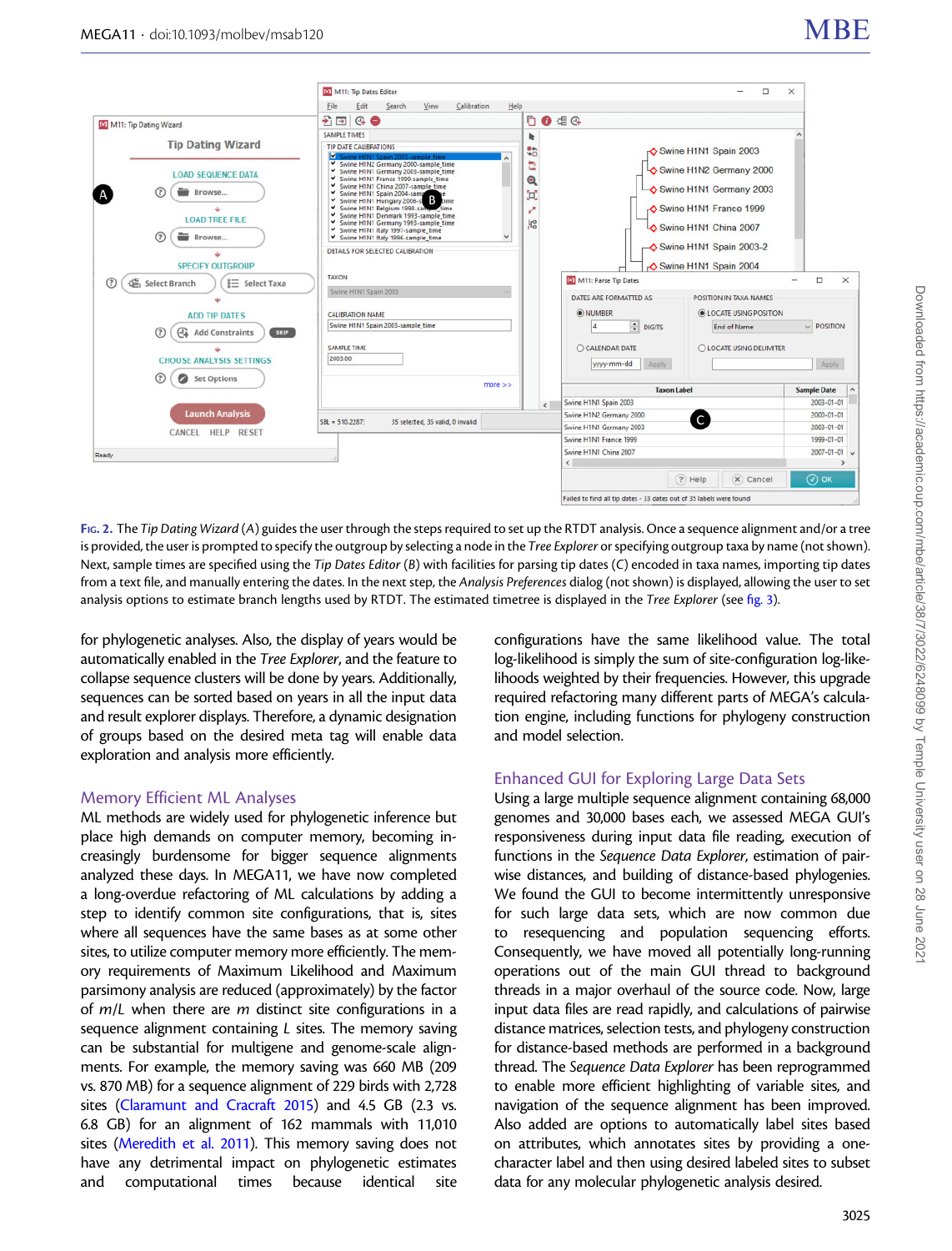**Fig. 2.** The *Tip Dating Wizard* (*A*) guides the user through the steps required to set up the RTDT analysis. Once a sequence alignment and/or a tree is provided, the user is prompted to specify the outgroup by selecting a node in the *Tree Explorer* or specifying outgroup taxa by name (not shown). Next, sample times are specified using the *Tip Dates Editor* (*B*) with facilities for parsing tip dates (*C*) encoded in taxa names, importing tip dates from a text file, and manually entering the dates. In the next step, the *Analysis Preferences* dialog (not shown) is displayed, allowing the user to set analysis options to estimate branch lengths used by RTDT. The estimated timetree is displayed in the *Tree Explorer* (see fig. 3).

for phylogenetic analyses. Also, the display of years would be automatically enabled in the *Tree Explorer*, and the feature to collapse sequence clusters will be done by years. Additionally, sequences can be sorted based on years in all the input data and result explorer displays. Therefore, a dynamic designation of groups based on the desired meta tag will enable data exploration and analysis more efficiently.

## Memory Efficient ML Analyses

ML methods are widely used for phylogenetic inference but place high demands on computer memory, becoming increasingly burdensome for bigger sequence alignments analyzed these days. In MEGA11, we have now completed a long-overdue refactoring of ML calculations by adding a step to identify common site configurations, that is, sites where all sequences have the same bases as at some other sites, to utilize computer memory more efficiently. The memory requirements of Maximum Likelihood and Maximum parsimony analysis are reduced (approximately) by the factor of $m/L$ when there are $m$ distinct site configurations in a sequence alignment containing $L$ sites. The memory saving can be substantial for multigene and genome-scale alignments. For example, the memory saving was 660 MB (209 vs. 870 MB) for a sequence alignment of 229 birds with 2,728 sites (Claramunt and Cracraft 2015) and 4.5 GB (2.3 vs. 6.8 GB) for an alignment of 162 mammals with 11,010 sites (Meredith et al. 2011). This memory saving does not have any detrimental impact on phylogenetic estimates and computational times because identical site configurations have the same likelihood value. The total log-likelihood is simply the sum of site-configuration log-likelihoods weighted by their frequencies. However, this upgrade required refactoring many different parts of MEGA's calculation engine, including functions for phylogeny construction and model selection.

## Enhanced GUI for Exploring Large Data Sets

Using a large multiple sequence alignment containing 68,000 genomes and 30,000 bases each, we assessed MEGA GUI's responsiveness during input data file reading, execution of functions in the *Sequence Data Explorer*, estimation of pairwise distances, and building of distance-based phylogenies. We found the GUI to become intermittently unresponsive for such large data sets, which are now common due to resequencing and population sequencing efforts. Consequently, we have moved all potentially long-running operations out of the main GUI thread to background threads in a major overhaul of the source code. Now, large input data files are read rapidly, and calculations of pairwise distance matrices, selection tests, and phylogeny construction for distance-based methods are performed in a background thread. The *Sequence Data Explorer* has been reprogrammed to enable more efficient highlighting of variable sites, and navigation of the sequence alignment has been improved. Also added are options to automatically label sites based on attributes, which annotates sites by providing a one-character label and then using desired labeled sites to subset data for any molecular phylogenetic analysis desired.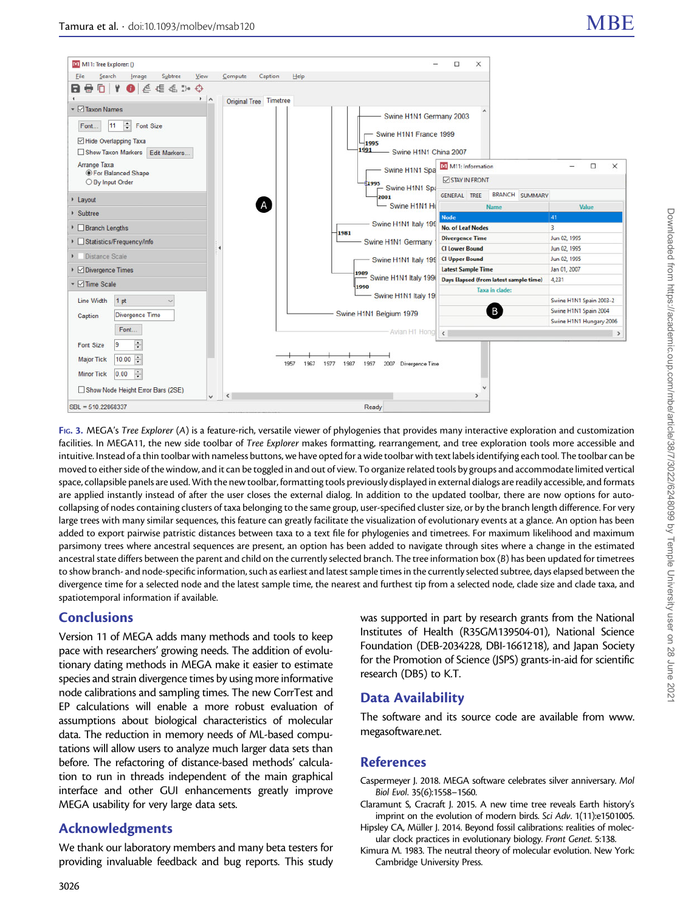**Fig. 3.** MEGA's *Tree Explorer* (*A*) is a feature-rich, versatile viewer of phylogenies that provides many interactive exploration and customization facilities. In MEGA11, the new side toolbar of *Tree Explorer* makes formatting, rearrangement, and tree exploration tools more accessible and intuitive. Instead of a thin toolbar with nameless buttons, we have opted for a wide toolbar with text labels identifying each tool. The toolbar can be moved to either side of the window, and it can be toggled in and out of view. To organize related tools by groups and accommodate limited vertical space, collapsible panels are used. With the new toolbar, formatting tools previously displayed in external dialogs are readily accessible, and formats are applied instantly instead of after the user closes the external dialog. In addition to the updated toolbar, there are now options for auto-collapsing of nodes containing clusters of taxa belonging to the same group, user-specified cluster size, or by the branch length difference. For very large trees with many similar sequences, this feature can greatly facilitate the visualization of evolutionary events at a glance. An option has been added to export pairwise patristic distances between taxa to a text file for phylogenies and timetrees. For maximum likelihood and maximum parsimony trees where ancestral sequences are present, an option has been added to navigate through sites where a change in the estimated ancestral state differs between the parent and child on the currently selected branch. The tree information box (*B*) has been updated for timetrees to show branch- and node-specific information, such as earliest and latest sample times in the currently selected subtree, days elapsed between the divergence time for a selected node and the latest sample time, the nearest and furthest tip from a selected node, clade size and clade taxa, and spatiotemporal information if available.

## Conclusions

Version 11 of MEGA adds many methods and tools to keep pace with researchers' growing needs. The addition of evolutionary dating methods in MEGA make it easier to estimate species and strain divergence times by using more informative node calibrations and sampling times. The new CorrTest and EP calculations will enable a more robust evaluation of assumptions about biological characteristics of molecular data. The reduction in memory needs of ML-based computations will allow users to analyze much larger data sets than before. The refactoring of distance-based methods' calculation to run in threads independent of the main graphical interface and other GUI enhancements greatly improve MEGA usability for very large data sets.

## Acknowledgments

We thank our laboratory members and many beta testers for providing invaluable feedback and bug reports. This study was supported in part by research grants from the National Institutes of Health (R35GM139504-01), National Science Foundation (DEB-2034228, DBI-1661218), and Japan Society for the Promotion of Science (JSPS) grants-in-aid for scientific research (DB5) to K.T.

## Data Availability

The software and its source code are available from www.megasoftware.net.

## References

Caspermeyer J. 2018. MEGA software celebrates silver anniversary. *Mol Biol Evol*. 35(6):1558–1560.

Claramunt S, Cracraft J. 2015. A new time tree reveals Earth history's imprint on the evolution of modern birds. *Sci Adv*. 1(11):e1501005.

Hipsley CA, Müller J. 2014. Beyond fossil calibrations: realities of molecular clock practices in evolutionary biology. *Front Genet*. 5:138.

Kimura M. 1983. The neutral theory of molecular evolution. New York: Cambridge University Press.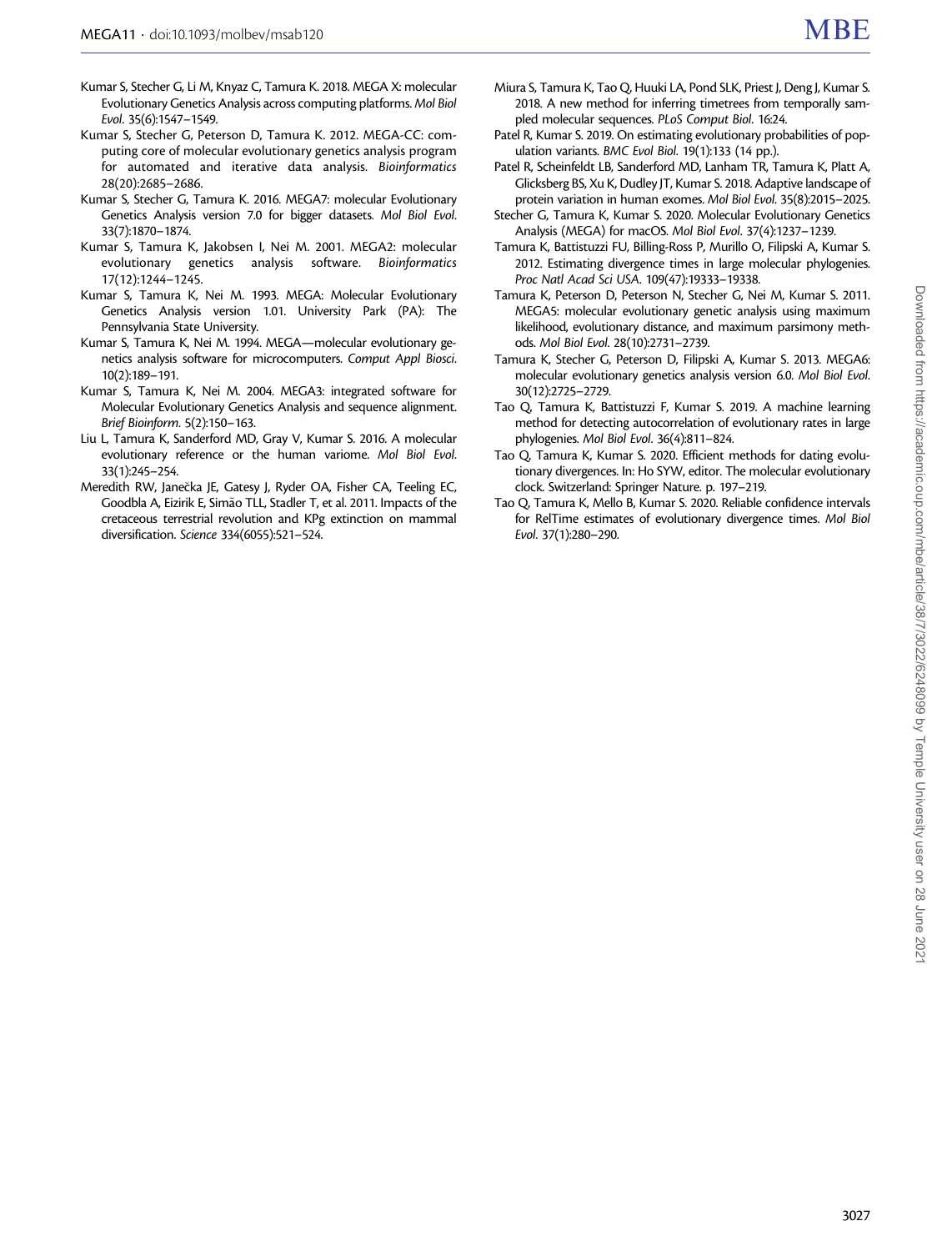Kumar S, Stecher G, Li M, Knyaz C, Tamura K. 2018. MEGA X: molecular Evolutionary Genetics Analysis across computing platforms. *Mol Biol Evol*. 35(6):1547–1549.

Kumar S, Stecher G, Peterson D, Tamura K. 2012. MEGA-CC: computing core of molecular evolutionary genetics analysis program for automated and iterative data analysis. *Bioinformatics* 28(20):2685–2686.

Kumar S, Stecher G, Tamura K. 2016. MEGA7: molecular Evolutionary Genetics Analysis version 7.0 for bigger datasets. *Mol Biol Evol*. 33(7):1870–1874.

Kumar S, Tamura K, Jakobsen I, Nei M. 2001. MEGA2: molecular evolutionary genetics analysis software. *Bioinformatics* 17(12):1244–1245.

Kumar S, Tamura K, Nei M. 1993. MEGA: Molecular Evolutionary Genetics Analysis version 1.01. University Park (PA): The Pennsylvania State University.

Kumar S, Tamura K, Nei M. 1994. MEGA—molecular evolutionary genetics analysis software for microcomputers. *Comput Appl Biosci*. 10(2):189–191.

Kumar S, Tamura K, Nei M. 2004. MEGA3: integrated software for Molecular Evolutionary Genetics Analysis and sequence alignment. *Brief Bioinform*. 5(2):150–163.

Liu L, Tamura K, Sanderford MD, Gray V, Kumar S. 2016. A molecular evolutionary reference or the human variome. *Mol Biol Evol*. 33(1):245–254.

Meredith RW, Janečka JE, Gatesy J, Ryder OA, Fisher CA, Teeling EC, Goodbla A, Eizirik E, Simão TLL, Stadler T, et al. 2011. Impacts of the cretaceous terrestrial revolution and KPg extinction on mammal diversification. *Science* 334(6055):521–524.

Miura S, Tamura K, Tao Q, Huuki LA, Pond SLK, Priest J, Deng J, Kumar S. 2018. A new method for inferring timetrees from temporally sampled molecular sequences. *PLoS Comput Biol*. 16:24.

Patel R, Kumar S. 2019. On estimating evolutionary probabilities of population variants. *BMC Evol Biol*. 19(1):133 (14 pp.).

Patel R, Scheinfeldt LB, Sanderford MD, Lanham TR, Tamura K, Platt A, Glicksberg BS, Xu K, Dudley JT, Kumar S. 2018. Adaptive landscape of protein variation in human exomes. *Mol Biol Evol*. 35(8):2015–2025.

Stecher G, Tamura K, Kumar S. 2020. Molecular Evolutionary Genetics Analysis (MEGA) for macOS. *Mol Biol Evol*. 37(4):1237–1239.

Tamura K, Battistuzzi FU, Billing-Ross P, Murillo O, Filipski A, Kumar S. 2012. Estimating divergence times in large molecular phylogenies. *Proc Natl Acad Sci USA*. 109(47):19333–19338.

Tamura K, Peterson D, Peterson N, Stecher G, Nei M, Kumar S. 2011. MEGA5: molecular evolutionary genetic analysis using maximum likelihood, evolutionary distance, and maximum parsimony methods. *Mol Biol Evol*. 28(10):2731–2739.

Tamura K, Stecher G, Peterson D, Filipski A, Kumar S. 2013. MEGA6: molecular evolutionary genetics analysis version 6.0. *Mol Biol Evol*. 30(12):2725–2729.

Tao Q, Tamura K, Battistuzzi F, Kumar S. 2019. A machine learning method for detecting autocorrelation of evolutionary rates in large phylogenies. *Mol Biol Evol*. 36(4):811–824.

Tao Q, Tamura K, Kumar S. 2020. Efficient methods for dating evolutionary divergences. In: Ho SYW, editor. The molecular evolutionary clock. Switzerland: Springer Nature. p. 197–219.

Tao Q, Tamura K, Mello B, Kumar S. 2020. Reliable confidence intervals for RelTime estimates of evolutionary divergence times. *Mol Biol Evol*. 37(1):280–290.